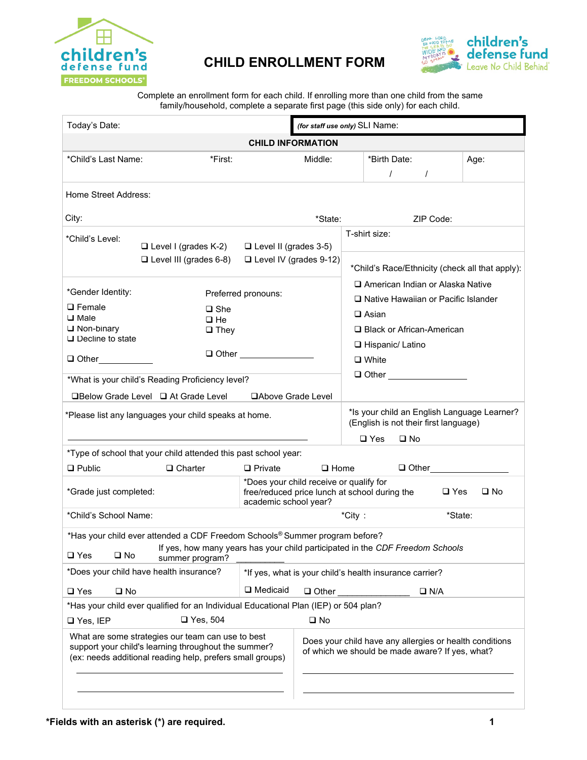children's defense fund FREEDOM SCHOOLS®

# CHILD ENROLLMENT FORM

children's defense fund Leave No Child Behind®

Complete an enrollment form for each child. If enrolling more than one child from the same family/household, complete a separate first page (this side only) for each child.

Today's Date: | ***(for staff use only)*** SLI Name:

## CHILD INFORMATION

*Child's Last Name: *First: Middle: | *Birth Date: / / | Age:

Home Street Address:

City: *State: ZIP Code:

*Child's Level:
- ❑ Level I (grades K-2)
- ❑ Level II (grades 3-5)
- ❑ Level III (grades 6-8)
- ❑ Level IV (grades 9-12)

T-shirt size:

*Gender Identity:
- ❑ Female
- ❑ Male
- ❑ Non-binary
- ❑ Decline to state
- ❑ Other____________

Preferred pronouns:
- ❑ She
- ❑ He
- ❑ They
- ❑ Other ______________

*Child's Race/Ethnicity (check all that apply):
- ❑ American Indian or Alaska Native
- ❑ Native Hawaiian or Pacific Islander
- ❑ Asian
- ❑ Black or African-American
- ❑ Hispanic/ Latino
- ❑ White
- ❑ Other ________________

*What is your child's Reading Proficiency level?

❑Below Grade Level ❑ At Grade Level ❑Above Grade Level

*Please list any languages your child speaks at home.

_______________________________________________

*Is your child an English Language Learner? (English is not their first language)

❑ Yes ❑ No

*Type of school that your child attended this past school year:

❑ Public ❑ Charter ❑ Private ❑ Home ❑ Other________________

*Grade just completed: | *Does your child receive or qualify for free/reduced price lunch at school during the academic school year? ❑ Yes ❑ No

*Child's School Name: *City : *State:

*Has your child ever attended a CDF Freedom Schools® Summer program before?

❑ Yes ❑ No If yes, how many years has your child participated in the *CDF Freedom Schools* summer program? __________

*Does your child have health insurance?

❑ Yes ❑ No

*If yes, what is your child's health insurance carrier?

❑ Medicaid ❑ Other ________________ ❑ N/A

*Has your child ever qualified for an Individual Educational Plan (IEP) or 504 plan?

❑ Yes, IEP ❑ Yes, 504 ❑ No

What are some strategies our team can use to best support your child's learning throughout the summer? (ex: needs additional reading help, prefers small groups)

_______________________________________________

_______________________________________________

Does your child have any allergies or health conditions of which we should be made aware? If yes, what?

_______________________________________________

_______________________________________________

**\*Fields with an asterisk (\*) are required.**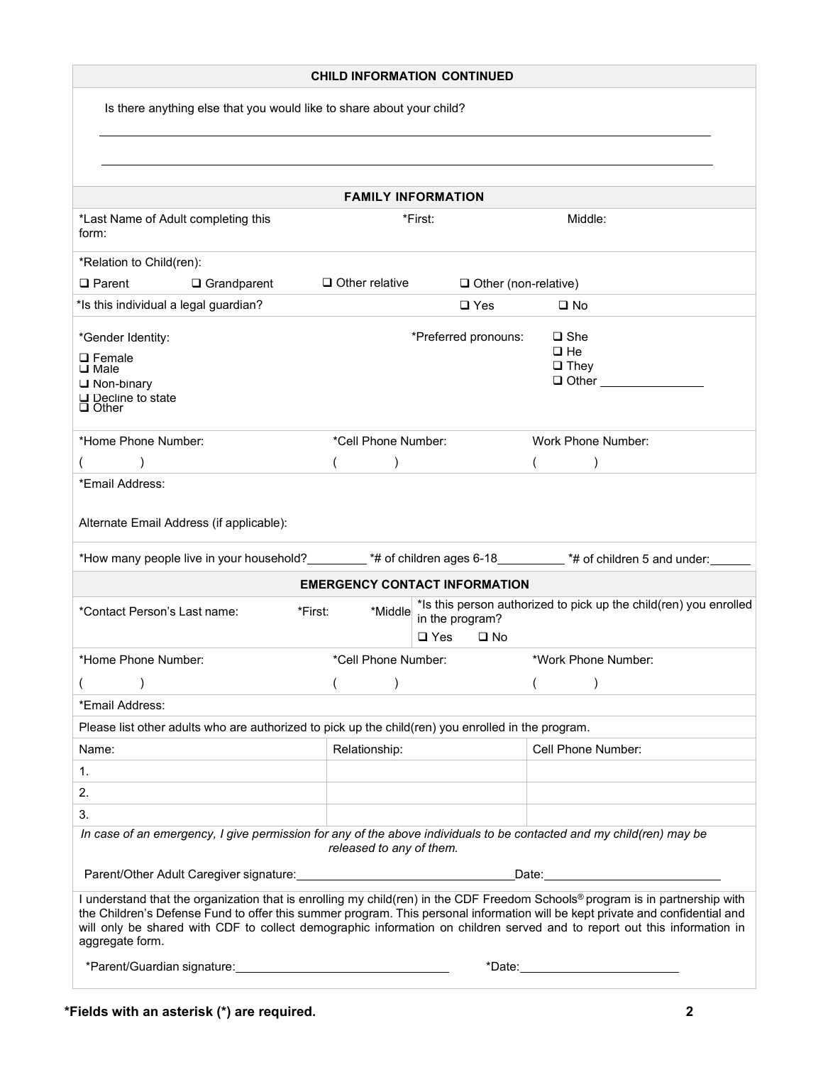## CHILD INFORMATION CONTINUED

Is there anything else that you would like to share about your child?

\_\_\_\_\_\_\_\_\_\_\_\_\_\_\_\_\_\_\_\_\_\_\_\_\_\_\_\_\_\_\_\_\_\_\_\_\_\_\_\_\_\_\_\_\_\_\_\_\_\_\_\_\_\_\_\_\_\_\_\_

\_\_\_\_\_\_\_\_\_\_\_\_\_\_\_\_\_\_\_\_\_\_\_\_\_\_\_\_\_\_\_\_\_\_\_\_\_\_\_\_\_\_\_\_\_\_\_\_\_\_\_\_\_\_\_\_\_\_\_\_

## FAMILY INFORMATION

*Last Name of Adult completing this form: *First: Middle:

*Relation to Child(ren):

❑ Parent ❑ Grandparent ❑ Other relative ❑ Other (non-relative)

*Is this individual a legal guardian? ❑ Yes ❑ No

*Gender Identity:

❑ Female
❑ Male
❑ Non-binary
❑ Decline to state
❑ Other

*Preferred pronouns:

❑ She
❑ He
❑ They
❑ Other \_\_\_\_\_\_\_\_\_\_\_\_\_\_\_

| *Home Phone Number: | *Cell Phone Number: | Work Phone Number: |
|---|---|---|
| (    ) | (    ) | (    ) |

*Email Address:

Alternate Email Address (if applicable):

*How many people live in your household?\_\_\_\_\_\_\_\_\_ *# of children ages 6-18\_\_\_\_\_\_\_\_\_\_ *# of children 5 and under:\_\_\_\_\_\_

## EMERGENCY CONTACT INFORMATION

*Contact Person's Last name: *First: *Middle

*Is this person authorized to pick up the child(ren) you enrolled in the program?
❑ Yes ❑ No

| *Home Phone Number: | *Cell Phone Number: | *Work Phone Number: |
|---|---|---|
| (    ) | (    ) | (    ) |

*Email Address:

Please list other adults who are authorized to pick up the child(ren) you enrolled in the program.

| Name: | Relationship: | Cell Phone Number: |
|---|---|---|
| 1. | | |
| 2. | | |
| 3. | | |

*In case of an emergency, I give permission for any of the above individuals to be contacted and my child(ren) may be released to any of them.*

Parent/Other Adult Caregiver signature:\_\_\_\_\_\_\_\_\_\_\_\_\_\_\_\_\_\_\_\_\_\_\_\_\_\_\_\_\_\_\_\_Date:\_\_\_\_\_\_\_\_\_\_\_\_\_\_\_\_\_\_\_\_\_\_\_\_\_\_\_

I understand that the organization that is enrolling my child(ren) in the CDF Freedom Schools® program is in partnership with the Children's Defense Fund to offer this summer program. This personal information will be kept private and confidential and will only be shared with CDF to collect demographic information on children served and to report out this information in aggregate form.

*Parent/Guardian signature:\_\_\_\_\_\_\_\_\_\_\_\_\_\_\_\_\_\_\_\_\_\_\_\_\_\_\_\_\_\_\_\_ *Date:\_\_\_\_\_\_\_\_\_\_\_\_\_\_\_\_\_\_\_\_\_\_\_\_

**\*Fields with an asterisk (\*) are required.**